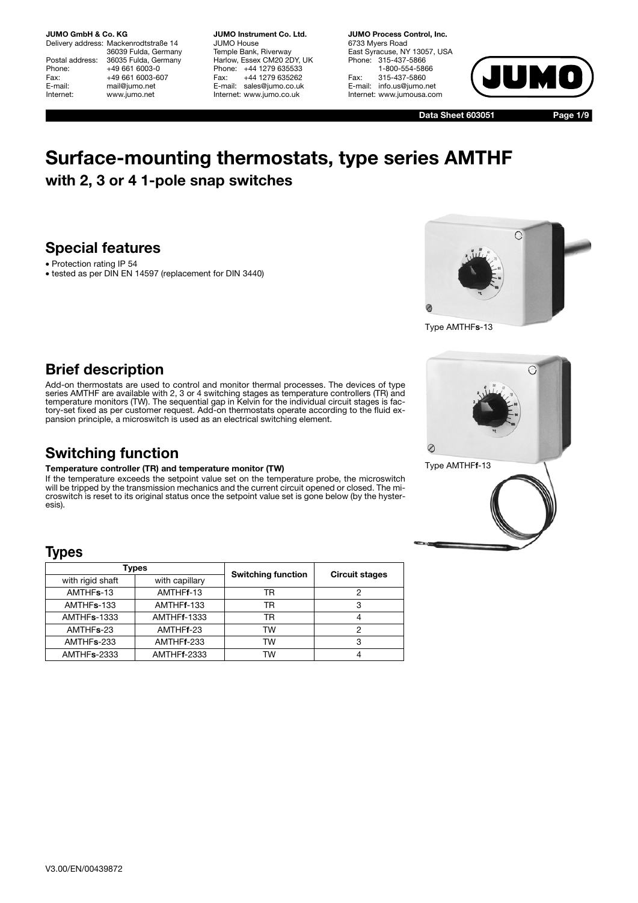**JUMO GmbH & Co. KG**
Delivery address: Mackenrodtstraße 14
36039 Fulda, Germany
Postal address: 36035 Fulda, Germany
Phone: +49 661 6003-0
Fax: +49 661 6003-607
E-mail: mail@jumo.net
Internet: www.jumo.net

**JUMO Instrument Co. Ltd.**
JUMO House
Temple Bank, Riverway
Harlow, Essex CM20 2DY, UK
Phone: +44 1279 635533
Fax: +44 1279 635262
E-mail: sales@jumo.co.uk
Internet: www.jumo.co.uk

**JUMO Process Control, Inc.**
6733 Myers Road
East Syracuse, NY 13057, USA
Phone: 315-437-5866
1-800-554-5866
Fax: 315-437-5860
E-mail: info.us@jumo.net
Internet: www.jumousa.com

**Data Sheet 603051**

# Surface-mounting thermostats, type series AMTHF

## with 2, 3 or 4 1-pole snap switches

## Special features

- Protection rating IP 54
- tested as per DIN EN 14597 (replacement for DIN 3440)

Type AMTHF**s**-13

## Brief description

Add-on thermostats are used to control and monitor thermal processes. The devices of type series AMTHF are available with 2, 3 or 4 switching stages as temperature controllers (TR) and temperature monitors (TW). The sequential gap in Kelvin for the individual circuit stages is factory-set fixed as per customer request. Add-on thermostats operate according to the fluid expansion principle, a microswitch is used as an electrical switching element.

Type AMTHF**f**-13

## Switching function

**Temperature controller (TR) and temperature monitor (TW)**

If the temperature exceeds the setpoint value set on the temperature probe, the microswitch will be tripped by the transmission mechanics and the current circuit opened or closed. The microswitch is reset to its original status once the setpoint value set is gone below (by the hysteresis).

## Types

| Types | | Switching function | Circuit stages |
|---|---|---|---|
| with rigid shaft | with capillary | | |
| AMTHF**s**-13 | AMTHF**f**-13 | TR | 2 |
| AMTHF**s**-133 | AMTHF**f**-133 | TR | 3 |
| AMTHF**s**-1333 | AMTHF**f**-1333 | TR | 4 |
| AMTHF**s**-23 | AMTHF**f**-23 | TW | 2 |
| AMTHF**s**-233 | AMTHF**f**-233 | TW | 3 |
| AMTHF**s**-2333 | AMTHF**f**-2333 | TW | 4 |

V3.00/EN/00439872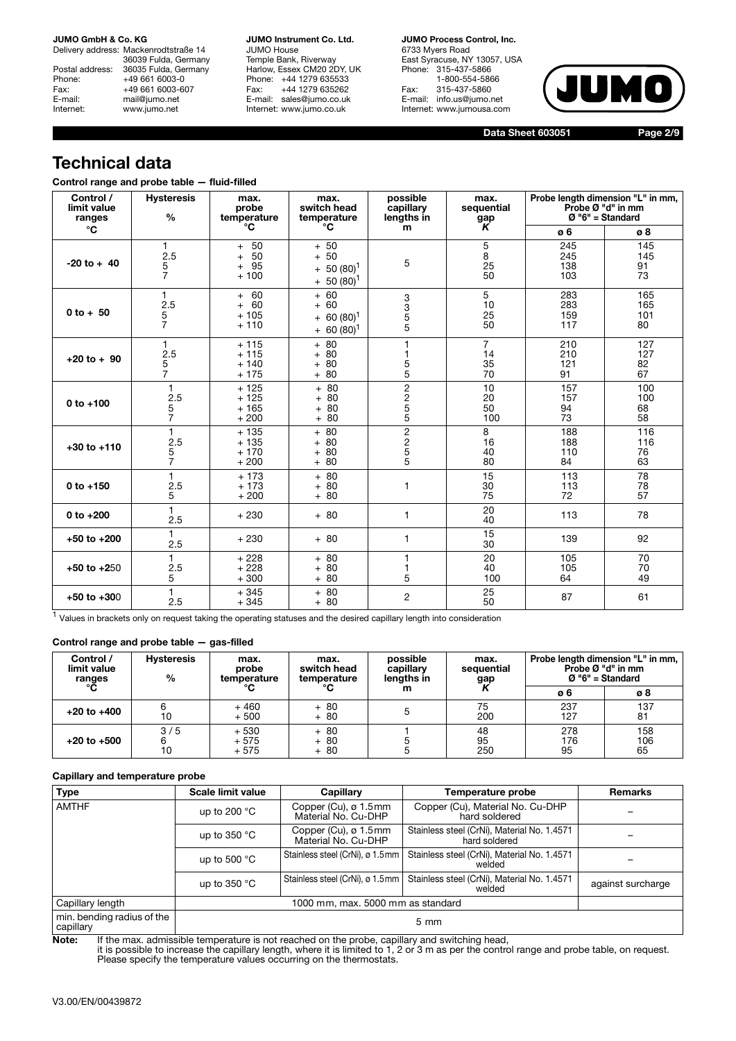# Technical data

**Control range and probe table — fluid-filled**

| Control / limit value ranges °C | Hysteresis % | max. probe temperature °C | max. switch head temperature °C | possible capillary lengths in m | max. sequential gap K | Probe length dimension "L" in mm, Probe Ø "d" in mm Ø "6" = Standard | |
|---|---|---|---|---|---|---|---|
| | | | | | | ø 6 | ø 8 |
| -20 to + 40 | 1<br>2.5<br>5<br>7 | + 50<br>+ 50<br>+ 95<br>+ 100 | + 50<br>+ 50<br>+ 50 (80)[1]<br>+ 50 (80)[1] | 5 | 5<br>8<br>25<br>50 | 245<br>245<br>138<br>103 | 145<br>145<br>91<br>73 |
| 0 to + 50 | 1<br>2.5<br>5<br>7 | + 60<br>+ 60<br>+ 105<br>+ 110 | + 60<br>+ 60<br>+ 60 (80)[1]<br>+ 60 (80)[1] | 3<br>3<br>5<br>5 | 5<br>10<br>25<br>50 | 283<br>283<br>159<br>117 | 165<br>165<br>101<br>80 |
| +20 to + 90 | 1<br>2.5<br>5<br>7 | + 115<br>+ 115<br>+ 140<br>+ 175 | + 80<br>+ 80<br>+ 80<br>+ 80 | 1<br>1<br>5<br>5 | 7<br>14<br>35<br>70 | 210<br>210<br>121<br>91 | 127<br>127<br>82<br>67 |
| 0 to +100 | 1<br>2.5<br>5<br>7 | + 125<br>+ 125<br>+ 165<br>+ 200 | + 80<br>+ 80<br>+ 80<br>+ 80 | 2<br>2<br>5<br>5 | 10<br>20<br>50<br>100 | 157<br>157<br>94<br>73 | 100<br>100<br>68<br>58 |
| +30 to +110 | 1<br>2.5<br>5<br>7 | + 135<br>+ 135<br>+ 170<br>+ 200 | + 80<br>+ 80<br>+ 80<br>+ 80 | 2<br>2<br>5<br>5 | 8<br>16<br>40<br>80 | 188<br>188<br>110<br>84 | 116<br>116<br>76<br>63 |
| 0 to +150 | 1<br>2.5<br>5 | + 173<br>+ 173<br>+ 200 | + 80<br>+ 80<br>+ 80 | 1 | 15<br>30<br>75 | 113<br>113<br>72 | 78<br>78<br>57 |
| 0 to +200 | 1<br>2.5 | + 230 | + 80 | 1 | 20<br>40 | 113 | 78 |
| +50 to +200 | 1<br>2.5 | + 230 | + 80 | 1 | 15<br>30 | 139 | 92 |
| +50 to +250 | 1<br>2.5<br>5 | + 228<br>+ 228<br>+ 300 | + 80<br>+ 80<br>+ 80 | 1<br>1<br>5 | 20<br>40<br>100 | 105<br>105<br>64 | 70<br>70<br>49 |
| +50 to +300 | 1<br>2.5 | + 345<br>+ 345 | + 80<br>+ 80 | 2 | 25<br>50 | 87 | 61 |

[1] Values in brackets only on request taking the operating statuses and the desired capillary length into consideration

**Control range and probe table — gas-filled**

| Control / limit value ranges °C | Hysteresis % | max. probe temperature °C | max. switch head temperature °C | possible capillary lengths in m | max. sequential gap K | Probe length dimension "L" in mm, Probe Ø "d" in mm Ø "6" = Standard | |
|---|---|---|---|---|---|---|---|
| | | | | | | ø 6 | ø 8 |
| +20 to +400 | 6<br>10 | + 460<br>+ 500 | + 80<br>+ 80 | 5 | 75<br>200 | 237<br>127 | 137<br>81 |
| +20 to +500 | 3 / 5<br>6<br>10 | + 530<br>+ 575<br>+ 575 | + 80<br>+ 80<br>+ 80 | 1<br>5<br>5 | 48<br>95<br>250 | 278<br>176<br>95 | 158<br>106<br>65 |

**Capillary and temperature probe**

| Type | Scale limit value | Capillary | Temperature probe | Remarks |
|---|---|---|---|---|
| AMTHF | up to 200 °C | Copper (Cu), ø 1.5 mm Material No. Cu-DHP | Copper (Cu), Material No. Cu-DHP hard soldered | – |
| | up to 350 °C | Copper (Cu), ø 1.5 mm Material No. Cu-DHP | Stainless steel (CrNi), Material No. 1.4571 hard soldered | – |
| | up to 500 °C | Stainless steel (CrNi), ø 1.5 mm | Stainless steel (CrNi), Material No. 1.4571 welded | – |
| | up to 350 °C | Stainless steel (CrNi), ø 1.5 mm | Stainless steel (CrNi), Material No. 1.4571 welded | against surcharge |
| Capillary length | 1000 mm, max. 5000 mm as standard | | | |
| min. bending radius of the capillary | 5 mm | | | |

**Note:** If the max. admissible temperature is not reached on the probe, capillary and switching head, it is possible to increase the capillary length, where it is limited to 1, 2 or 3 m as per the control range and probe table, on request. Please specify the temperature values occurring on the thermostats.

V3.00/EN/00439872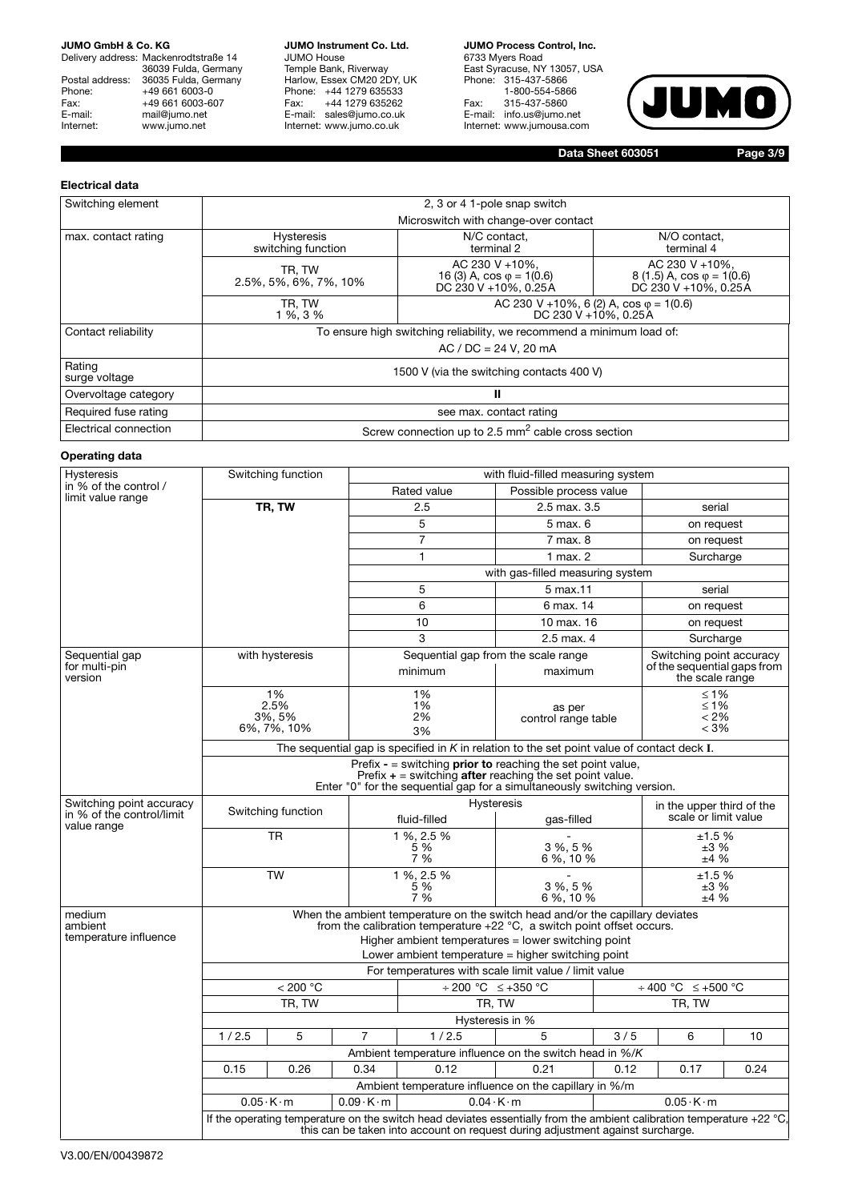## Electrical data

| Switching element | 2, 3 or 4 1-pole snap switch | | |
|---|---|---|---|
| | Microswitch with change-over contact | | |
| max. contact rating | Hysteresis switching function | N/C contact, terminal 2 | N/O contact, terminal 4 |
| | TR, TW 2.5%, 5%, 6%, 7%, 10% | AC 230 V +10%, 16 (3) A, cos φ = 1(0.6) DC 230 V +10%, 0.25A | AC 230 V +10%, 8 (1.5) A, cos φ = 1(0.6) DC 230 V +10%, 0.25A |
| | TR, TW 1 %, 3 % | AC 230 V +10%, 6 (2) A, cos φ = 1(0.6) DC 230 V +10%, 0.25A | |
| Contact reliability | To ensure high switching reliability, we recommend a minimum load of: AC / DC = 24 V, 20 mA | | |
| Rating surge voltage | 1500 V (via the switching contacts 400 V) | | |
| Overvoltage category | II | | |
| Required fuse rating | see max. contact rating | | |
| Electrical connection | Screw connection up to 2.5 mm$^2$ cable cross section | | |

## Operating data

| Hysteresis in % of the control / limit value range | Switching function | with fluid-filled measuring system | | |
|---|---|---|---|---|
| | | Rated value | Possible process value | |
| | **TR, TW** | 2.5 | 2.5 max. 3.5 | serial |
| | | 5 | 5 max. 6 | on request |
| | | 7 | 7 max. 8 | on request |
| | | 1 | 1 max. 2 | Surcharge |
| | | with gas-filled measuring system | | |
| | | 5 | 5 max.11 | serial |
| | | 6 | 6 max. 14 | on request |
| | | 10 | 10 max. 16 | on request |
| | | 3 | 2.5 max. 4 | Surcharge |
| Sequential gap for multi-pin version | with hysteresis | Sequential gap from the scale range minimum | maximum | Switching point accuracy of the sequential gaps from the scale range |
| | 1%<br>2.5%<br>3%, 5%<br>6%, 7%, 10% | 1%<br>1%<br>2%<br>3% | as per control range table | ≤ 1%<br>≤ 1%<br>< 2%<br>< 3% |
| | The sequential gap is specified in *K* in relation to the set point value of contact deck **I**. | | | |
| | Prefix **-** = switching **prior to** reaching the set point value, Prefix **+** = switching **after** reaching the set point value. Enter "0" for the sequential gap for a simultaneously switching version. | | | |
| Switching point accuracy in % of the control/limit value range | Switching function | Hysteresis fluid-filled | gas-filled | in the upper third of the scale or limit value |
| | TR | 1 %, 2.5 %<br>5 %<br>7 % | -<br>3 %, 5 %<br>6 %, 10 % | ±1.5 %<br>±3 %<br>±4 % |
| | TW | 1 %, 2.5 %<br>5 %<br>7 % | -<br>3 %, 5 %<br>6 %, 10 % | ±1.5 %<br>±3 %<br>±4 % |

**medium ambient temperature influence**

When the ambient temperature on the switch head and/or the capillary deviates from the calibration temperature +22 °C, a switch point offset occurs.
Higher ambient temperatures = lower switching point
Lower ambient temperature = higher switching point

| For temperatures with scale limit value / limit value | | | | | | | |
|---|---|---|---|---|---|---|---|
| < 200 °C | | | ÷ 200 °C ≤ +350 °C | | ÷ 400 °C ≤ +500 °C | | |
| TR, TW | | | TR, TW | | TR, TW | | |
| Hysteresis in % | | | | | | | |
| 1 / 2.5 | 5 | 7 | 1 / 2.5 | 5 | 3 / 5 | 6 | 10 |
| Ambient temperature influence on the switch head in %/K | | | | | | | |
| 0.15 | 0.26 | 0.34 | 0.12 | 0.21 | 0.12 | 0.17 | 0.24 |
| Ambient temperature influence on the capillary in %/m | | | | | | | |
| 0.05·K·m | | 0.09·K·m | 0.04·K·m | | 0.05·K·m | | |

If the operating temperature on the switch head deviates essentially from the ambient calibration temperature +22 °C, this can be taken into account on request during adjustment against surcharge.

V3.00/EN/00439872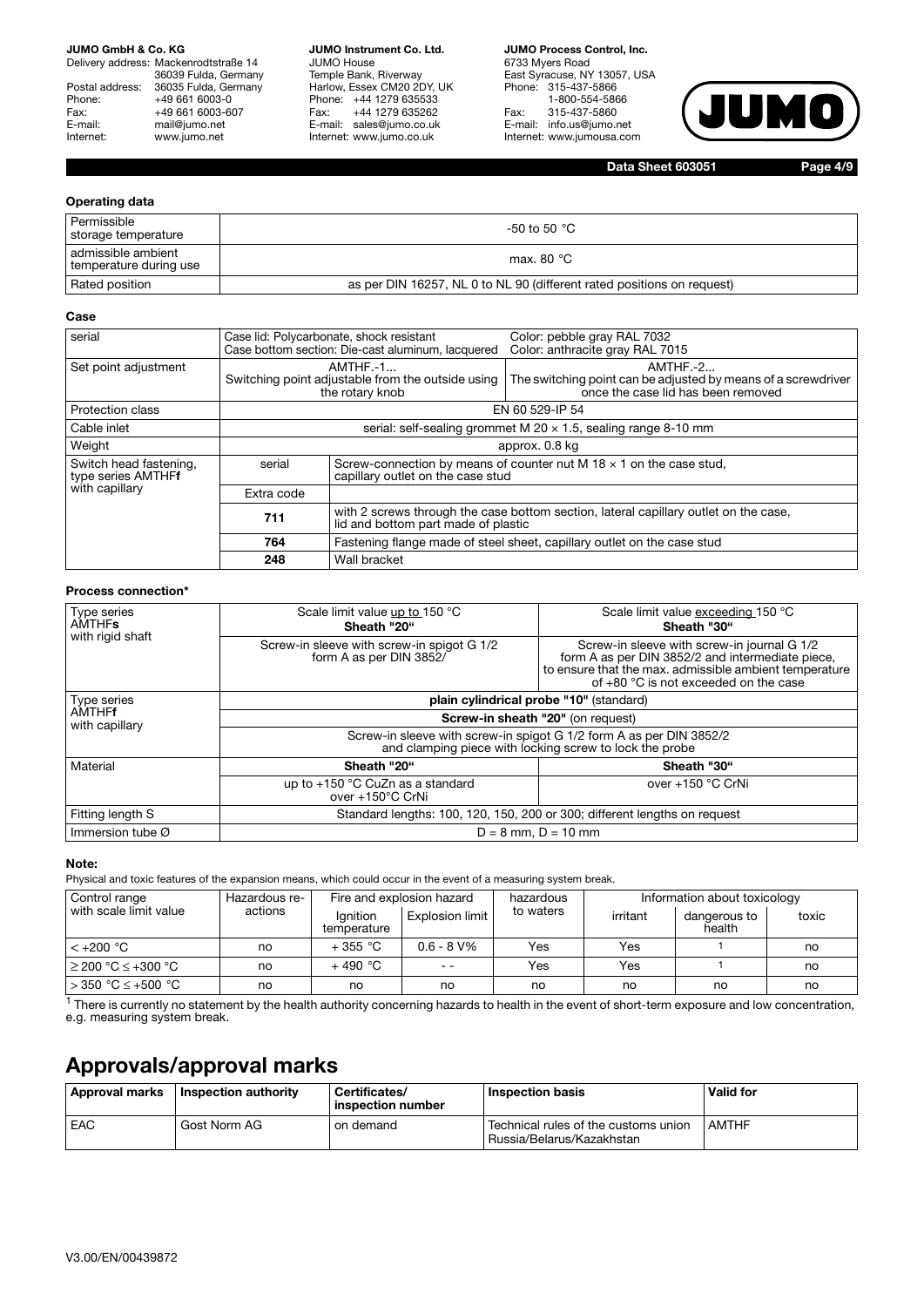### Operating data

| | |
|---|---|
| Permissible storage temperature | -50 to 50 °C |
| admissible ambient temperature during use | max. 80 °C |
| Rated position | as per DIN 16257, NL 0 to NL 90 (different rated positions on request) |

### Case

| | | | |
|---|---|---|---|
| serial | Case lid: Polycarbonate, shock resistant<br>Case bottom section: Die-cast aluminum, lacquered | | Color: pebble gray RAL 7032<br>Color: anthracite gray RAL 7015 |
| Set point adjustment | AMTHF.-1...<br>Switching point adjustable from the outside using the rotary knob | | AMTHF.-2...<br>The switching point can be adjusted by means of a screwdriver once the case lid has been removed |
| Protection class | EN 60 529-IP 54 | | |
| Cable inlet | serial: self-sealing grommet M 20 × 1.5, sealing range 8-10 mm | | |
| Weight | approx. 0.8 kg | | |
| Switch head fastening, type series AMTHF**f** with capillary | serial | Screw-connection by means of counter nut M 18 × 1 on the case stud, capillary outlet on the case stud | |
| | Extra code | | |
| | **711** | with 2 screws through the case bottom section, lateral capillary outlet on the case, lid and bottom part made of plastic | |
| | **764** | Fastening flange made of steel sheet, capillary outlet on the case stud | |
| | **248** | Wall bracket | |

### Process connection*

| | | |
|---|---|---|
| Type series AMTHF**s** with rigid shaft | Scale limit value up to 150 °C<br>**Sheath "20"** | Scale limit value exceeding 150 °C<br>**Sheath "30"** |
| | Screw-in sleeve with screw-in spigot G 1/2 form A as per DIN 3852/ | Screw-in sleeve with screw-in journal G 1/2 form A as per DIN 3852/2 and intermediate piece, to ensure that the max. admissible ambient temperature of +80 °C is not exceeded on the case |
| Type series AMTHF**f** with capillary | **plain cylindrical probe "10"** (standard) | |
| | **Screw-in sheath "20"** (on request) | |
| | Screw-in sleeve with screw-in spigot G 1/2 form A as per DIN 3852/2 and clamping piece with locking screw to lock the probe | |
| Material | **Sheath "20"** | **Sheath "30"** |
| | up to +150 °C CuZn as a standard<br>over +150°C CrNi | over +150 °C CrNi |
| Fitting length S | Standard lengths: 100, 120, 150, 200 or 300; different lengths on request | |
| Immersion tube Ø | D = 8 mm, D = 10 mm | |

**Note:**
Physical and toxic features of the expansion means, which could occur in the event of a measuring system break.

| Control range with scale limit value | Hazardous reactions | Fire and explosion hazard | | hazardous to waters | Information about toxicology | | |
|---|---|---|---|---|---|---|---|
| | | Ignition temperature | Explosion limit | | irritant | dangerous to health | toxic |
| < +200 °C | no | + 355 °C | 0.6 - 8 V% | Yes | Yes | 1 | no |
| ≥ 200 °C ≤ +300 °C | no | + 490 °C | - - | Yes | Yes | 1 | no |
| > 350 °C ≤ +500 °C | no | no | no | no | no | no | no |

[1] There is currently no statement by the health authority concerning hazards to health in the event of short-term exposure and low concentration, e.g. measuring system break.

## Approvals/approval marks

| Approval marks | Inspection authority | Certificates/ inspection number | Inspection basis | Valid for |
|---|---|---|---|---|
| EAC | Gost Norm AG | on demand | Technical rules of the customs union Russia/Belarus/Kazakhstan | AMTHF |

V3.00/EN/00439872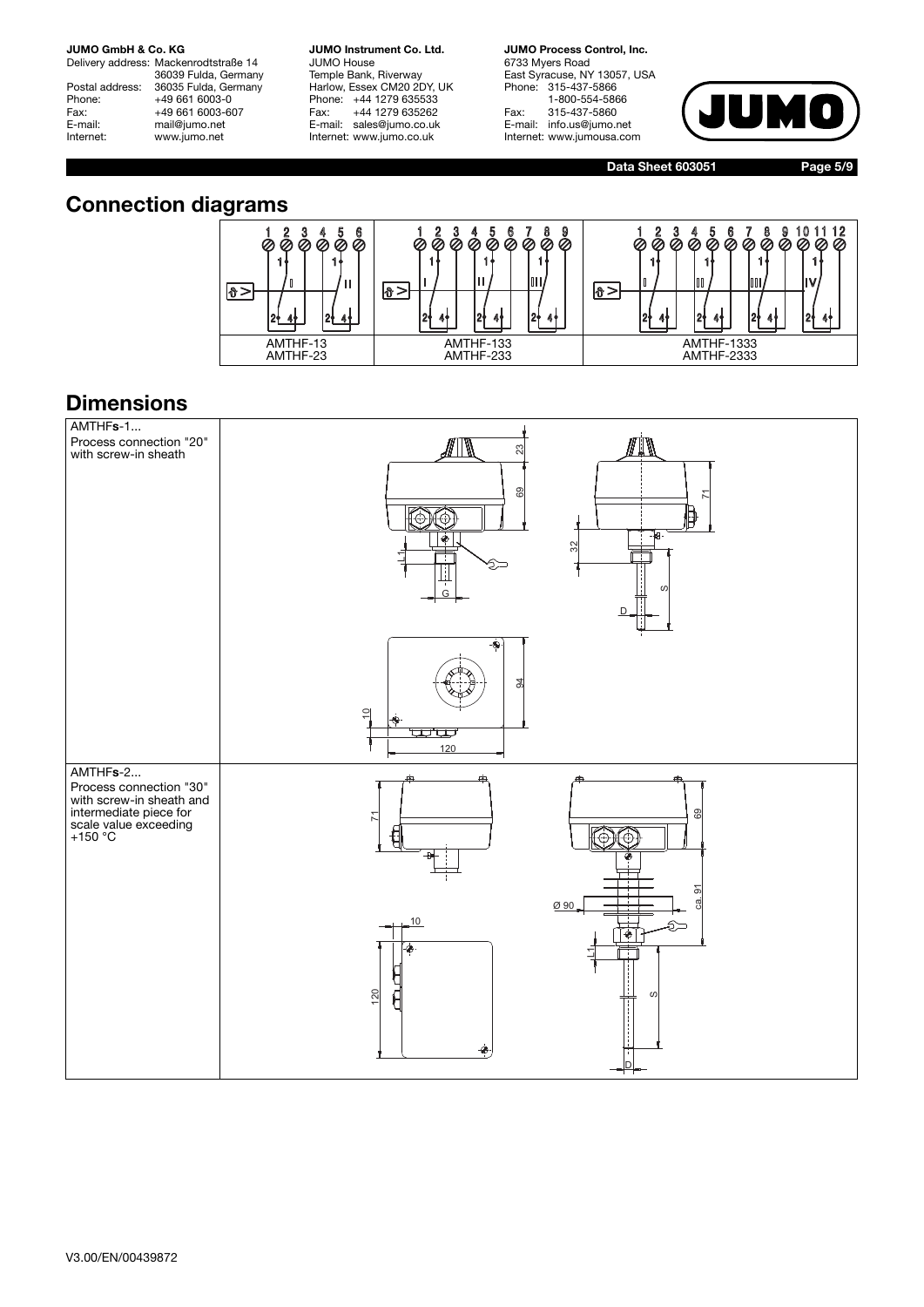## Connection diagrams

| AMTHF-13<br>AMTHF-23 | AMTHF-133<br>AMTHF-233 | AMTHF-1333<br>AMTHF-2333 |
|---|---|---|

## Dimensions

| | |
|---|---|
| AMTHF**s**-1...<br>Process connection "20" with screw-in sheath | |
| AMTHF**s**-2...<br>Process connection "30" with screw-in sheath and intermediate piece for scale value exceeding +150 °C | |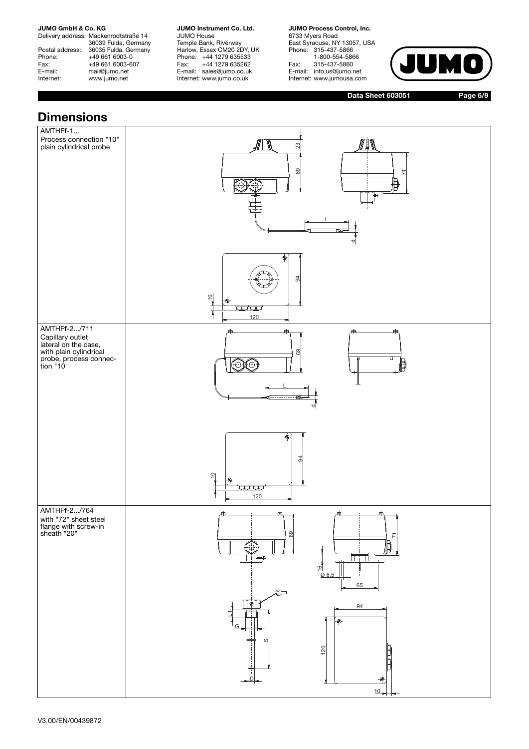# Dimensions

| | |
|---|---|
| AMTHF**f**-1...<br>Process connection "10"<br>plain cylindrical probe | 23<br>69<br>71<br>L<br>d<br>94<br>10<br>120 |
| AMTHF**f**-2.../711<br>Capillary outlet lateral on the case, with plain cylindrical probe, process connection "10" | 69<br>L<br>d<br>94<br>10<br>120 |
| AMTHF**f**-2.../764<br>with "72" sheet steel flange with screw-in sheath "20" | 69<br>71<br>16<br>Ø 6.5<br>65<br>94<br>L1<br>G<br>S<br>120<br>D<br>10 |

V3.00/EN/00439872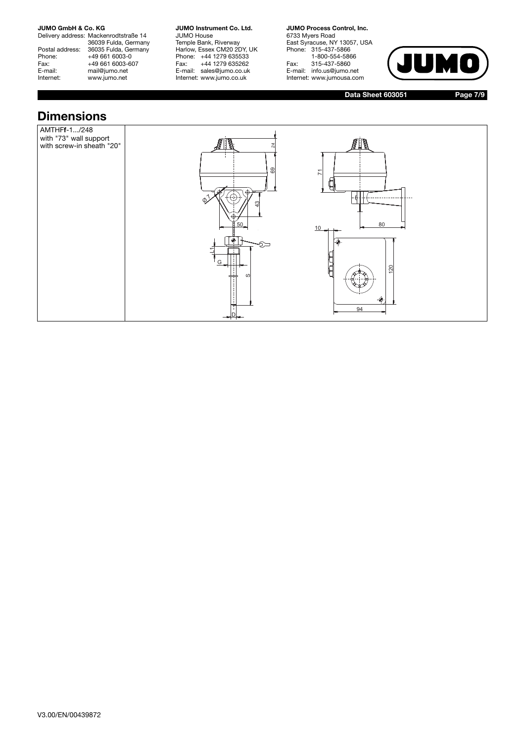## Dimensions

| AMTHF**f**-1.../248 with "73" wall support with screw-in sheath "20" | |
|---|---|

V3.00/EN/00439872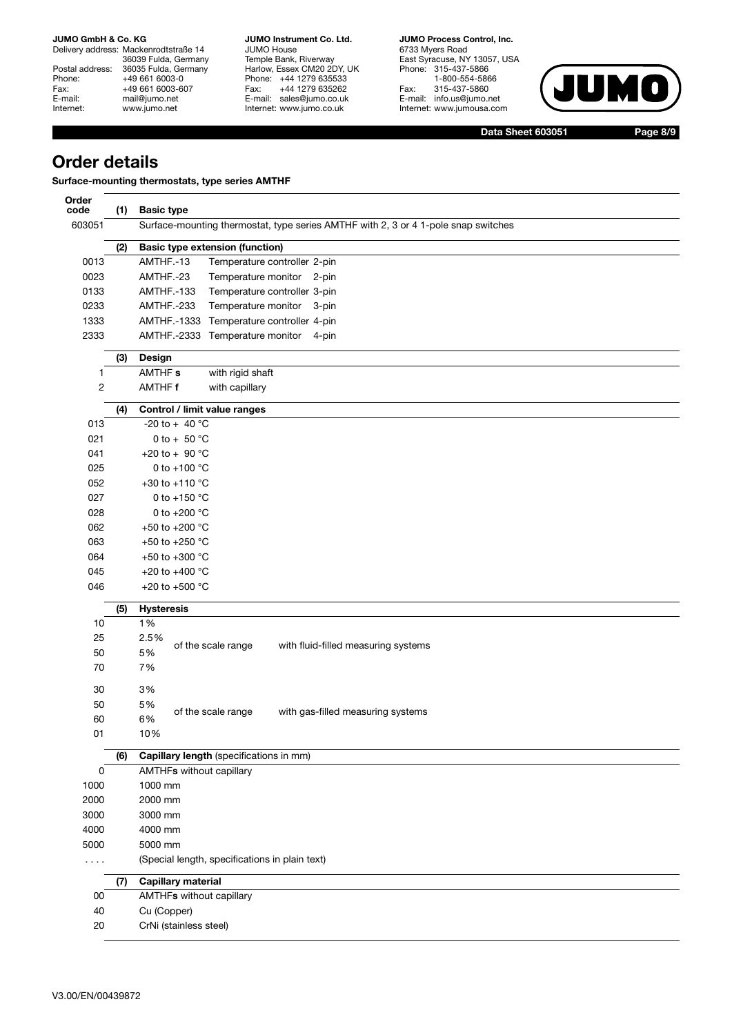## Order details

**Surface-mounting thermostats, type series AMTHF**

| Order code | | |
|---|---|---|
| | **(1)** | **Basic type** |
| 603051 | | Surface-mounting thermostat, type series AMTHF with 2, 3 or 4 1-pole snap switches |
| | **(2)** | **Basic type extension (function)** |
| 0013 | | AMTHF.-13 Temperature controller 2-pin |
| 0023 | | AMTHF.-23 Temperature monitor 2-pin |
| 0133 | | AMTHF.-133 Temperature controller 3-pin |
| 0233 | | AMTHF.-233 Temperature monitor 3-pin |
| 1333 | | AMTHF.-1333 Temperature controller 4-pin |
| 2333 | | AMTHF.-2333 Temperature monitor 4-pin |
| | **(3)** | **Design** |
| 1 | | AMTHF **s** with rigid shaft |
| 2 | | AMTHF **f** with capillary |
| | **(4)** | **Control / limit value ranges** |
| 013 | | -20 to + 40 °C |
| 021 | | 0 to + 50 °C |
| 041 | | +20 to + 90 °C |
| 025 | | 0 to +100 °C |
| 052 | | +30 to +110 °C |
| 027 | | 0 to +150 °C |
| 028 | | 0 to +200 °C |
| 062 | | +50 to +200 °C |
| 063 | | +50 to +250 °C |
| 064 | | +50 to +300 °C |
| 045 | | +20 to +400 °C |
| 046 | | +20 to +500 °C |
| | **(5)** | **Hysteresis** |
| 10 | | 1% of the scale range with fluid-filled measuring systems |
| 25 | | 2.5% of the scale range with fluid-filled measuring systems |
| 50 | | 5% of the scale range with fluid-filled measuring systems |
| 70 | | 7% of the scale range with fluid-filled measuring systems |
| 30 | | 3% of the scale range with gas-filled measuring systems |
| 50 | | 5% of the scale range with gas-filled measuring systems |
| 60 | | 6% of the scale range with gas-filled measuring systems |
| 01 | | 10% of the scale range with gas-filled measuring systems |
| | **(6)** | **Capillary length** (specifications in mm) |
| 0 | | AMTHF**s** without capillary |
| 1000 | | 1000 mm |
| 2000 | | 2000 mm |
| 3000 | | 3000 mm |
| 4000 | | 4000 mm |
| 5000 | | 5000 mm |
| .... | | (Special length, specifications in plain text) |
| | **(7)** | **Capillary material** |
| 00 | | AMTHF**s** without capillary |
| 40 | | Cu (Copper) |
| 20 | | CrNi (stainless steel) |

V3.00/EN/00439872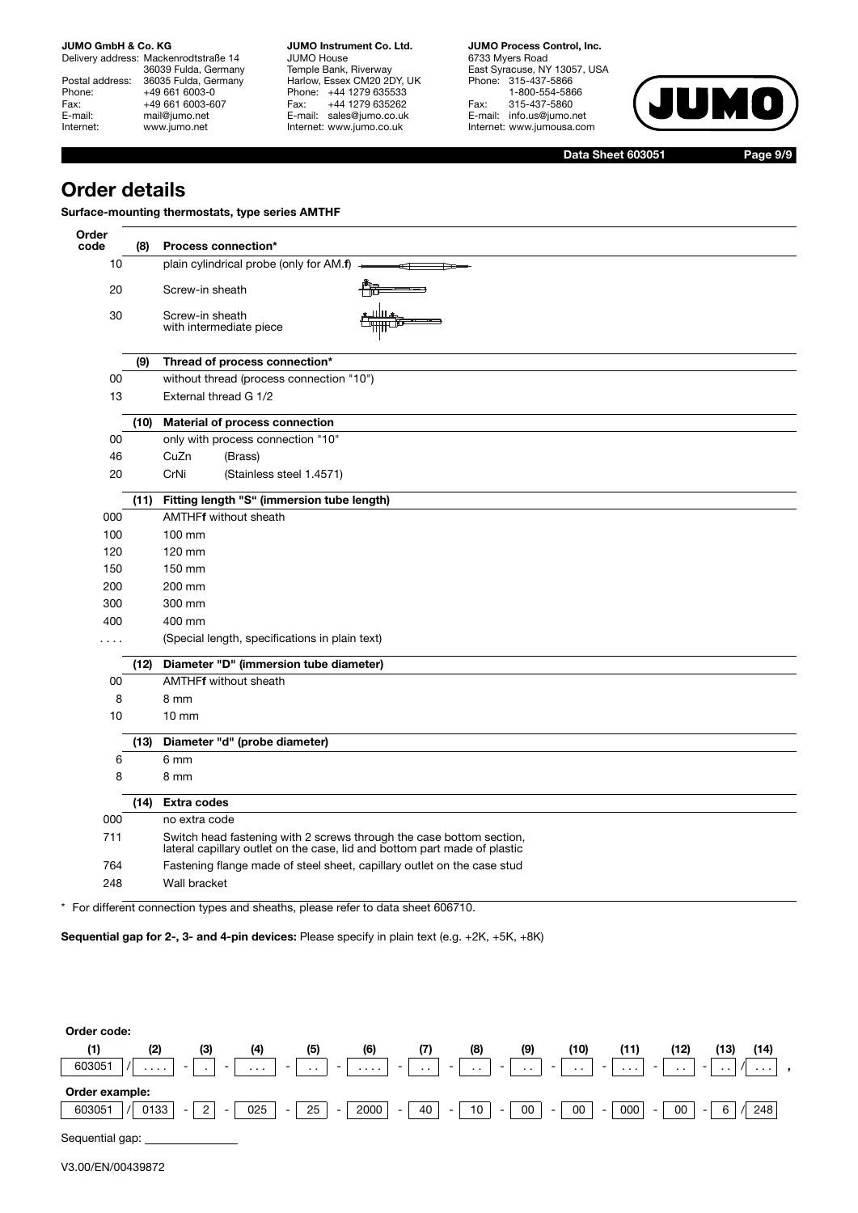**JUMO GmbH & Co. KG**
Delivery address: Mackenrodtstraße 14
36039 Fulda, Germany
Postal address: 36035 Fulda, Germany
Phone: +49 661 6003-0
Fax: +49 661 6003-607
E-mail: mail@jumo.net
Internet: www.jumo.net

**JUMO Instrument Co. Ltd.**
JUMO House
Temple Bank, Riverway
Harlow, Essex CM20 2DY, UK
Phone: +44 1279 635533
Fax: +44 1279 635262
E-mail: sales@jumo.co.uk
Internet: www.jumo.co.uk

**JUMO Process Control, Inc.**
6733 Myers Road
East Syracuse, NY 13057, USA
Phone: 315-437-5866
1-800-554-5866
Fax: 315-437-5860
E-mail: info.us@jumo.net
Internet: www.jumousa.com

# Order details

**Surface-mounting thermostats, type series AMTHF**

| Order code | | |
|---|---|---|
| | **(8)** | **Process connection*** |
| 10 | | plain cylindrical probe (only for AM.**f**) |
| 20 | | Screw-in sheath |
| 30 | | Screw-in sheath with intermediate piece |
| | **(9)** | **Thread of process connection*** |
| 00 | | without thread (process connection "10") |
| 13 | | External thread G 1/2 |
| | **(10)** | **Material of process connection** |
| 00 | | only with process connection "10" |
| 46 | | CuZn (Brass) |
| 20 | | CrNi (Stainless steel 1.4571) |
| | **(11)** | **Fitting length "S" (immersion tube length)** |
| 000 | | AMTHF**f** without sheath |
| 100 | | 100 mm |
| 120 | | 120 mm |
| 150 | | 150 mm |
| 200 | | 200 mm |
| 300 | | 300 mm |
| 400 | | 400 mm |
| .... | | (Special length, specifications in plain text) |
| | **(12)** | **Diameter "D" (immersion tube diameter)** |
| 00 | | AMTHF**f** without sheath |
| 8 | | 8 mm |
| 10 | | 10 mm |
| | **(13)** | **Diameter "d" (probe diameter)** |
| 6 | | 6 mm |
| 8 | | 8 mm |
| | **(14)** | **Extra codes** |
| 000 | | no extra code |
| 711 | | Switch head fastening with 2 screws through the case bottom section, lateral capillary outlet on the case, lid and bottom part made of plastic |
| 764 | | Fastening flange made of steel sheet, capillary outlet on the case stud |
| 248 | | Wall bracket |

\* For different connection types and sheaths, please refer to data sheet 606710.

**Sequential gap for 2-, 3- and 4-pin devices:** Please specify in plain text (e.g. +2K, +5K, +8K)

**Order code:**

| (1) | (2) | (3) | (4) | (5) | (6) | (7) | (8) | (9) | (10) | (11) | (12) | (13) | (14) |
|---|---|---|---|---|---|---|---|---|---|---|---|---|---|
| 603051 / | .... - | . - | ... - | .. - | .... - | .. - | .. - | .. - | .. - | ... - | .. - | .. / | ... , |

**Order example:**

| (1) | (2) | (3) | (4) | (5) | (6) | (7) | (8) | (9) | (10) | (11) | (12) | (13) | (14) |
|---|---|---|---|---|---|---|---|---|---|---|---|---|---|
| 603051 / | 0133 - | 2 - | 025 - | 25 - | 2000 - | 40 - | 10 - | 00 - | 00 - | 000 - | 00 - | 6 / | 248 |

Sequential gap: _______________

V3.00/EN/00439872